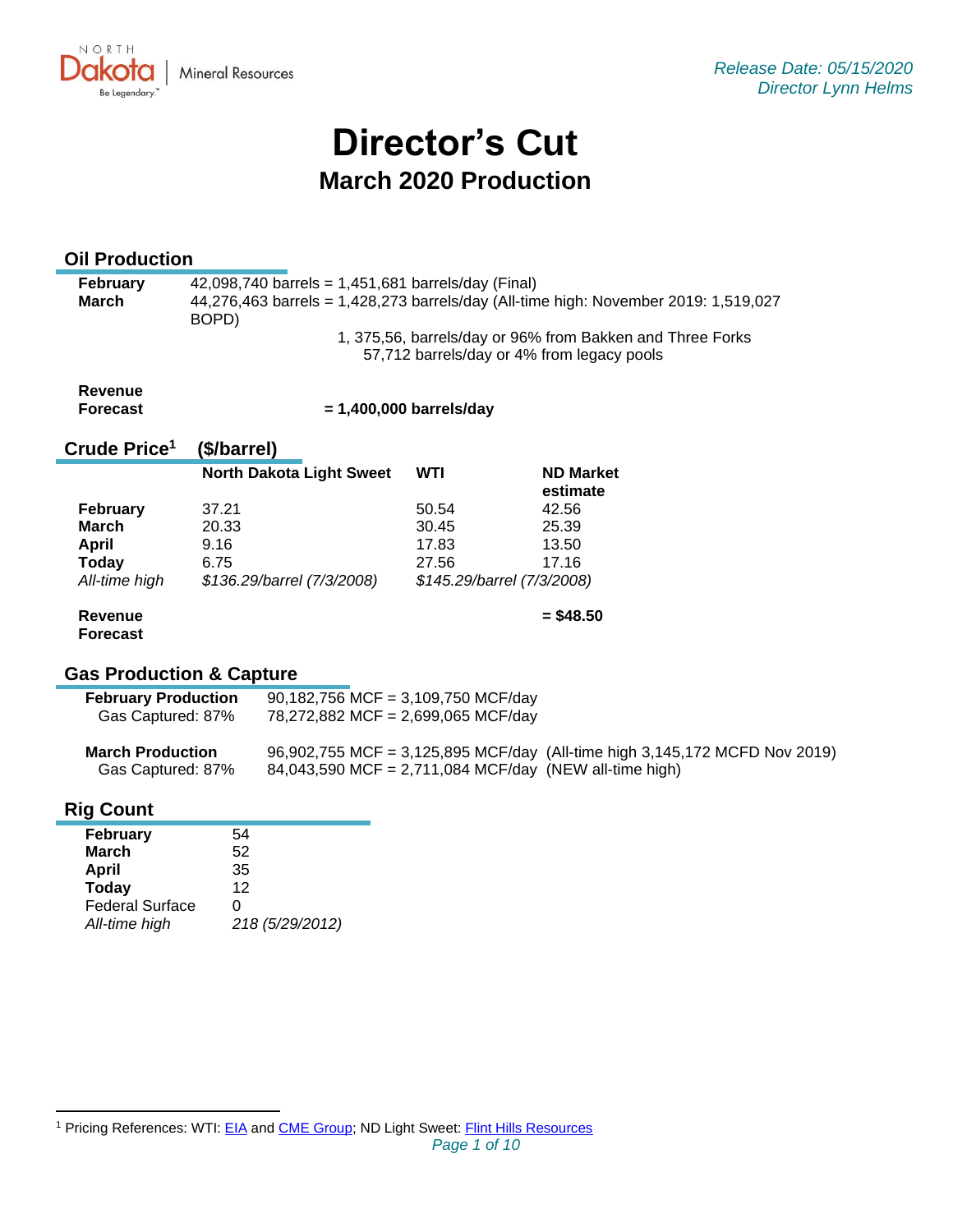Release Date: 05/15/2020
Director Lynn Helms

# Director's Cut

## March 2020 Production

### Oil Production

**February** 42,098,740 barrels = 1,451,681 barrels/day (Final)

**March** 44,276,463 barrels = 1,428,273 barrels/day (All-time high: November 2019: 1,519,027 BOPD)

1, 375,56, barrels/day or 96% from Bakken and Three Forks
57,712 barrels/day or 4% from legacy pools

**Revenue Forecast** **= 1,400,000 barrels/day**

### Crude Price[1] ($/barrel)

| | North Dakota Light Sweet | WTI | ND Market estimate |
|---|---|---|---|
| **February** | 37.21 | 50.54 | 42.56 |
| **March** | 20.33 | 30.45 | 25.39 |
| **April** | 9.16 | 17.83 | 13.50 |
| **Today** | 6.75 | 27.56 | 17.16 |
| *All-time high* | *$136.29/barrel (7/3/2008)* | *$145.29/barrel (7/3/2008)* | |
| **Revenue Forecast** | | | **= $48.50** |

### Gas Production & Capture

**February Production** 90,182,756 MCF = 3,109,750 MCF/day
Gas Captured: 87% 78,272,882 MCF = 2,699,065 MCF/day

**March Production** 96,902,755 MCF = 3,125,895 MCF/day (All-time high 3,145,172 MCFD Nov 2019)
Gas Captured: 87% 84,043,590 MCF = 2,711,084 MCF/day (NEW all-time high)

### Rig Count

| | |
|---|---|
| **February** | 54 |
| **March** | 52 |
| **April** | 35 |
| **Today** | 12 |
| Federal Surface | 0 |
| *All-time high* | *218 (5/29/2012)* |

[1] Pricing References: WTI: EIA and CME Group; ND Light Sweet: Flint Hills Resources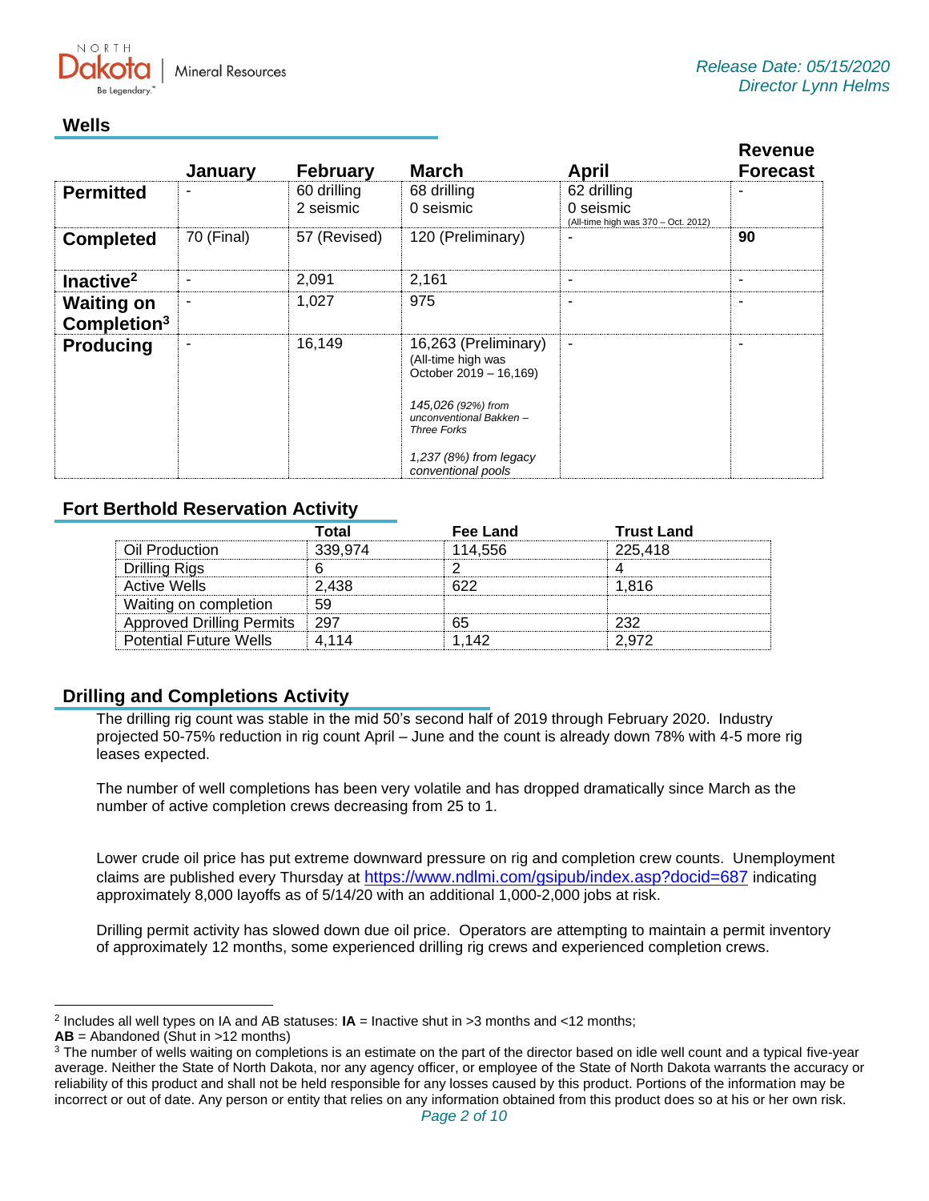Release Date: 05/15/2020
Director Lynn Helms

## Wells

| | January | February | March | April | Revenue Forecast |
|---|---|---|---|---|---|
| **Permitted** | - | 60 drilling<br>2 seismic | 68 drilling<br>0 seismic | 62 drilling<br>0 seismic<br>(All-time high was 370 – Oct. 2012) | - |
| **Completed** | 70 (Final) | 57 (Revised) | 120 (Preliminary) | - | **90** |
| **Inactive**[2] | - | 2,091 | 2,161 | - | - |
| **Waiting on Completion**[3] | - | 1,027 | 975 | - | - |
| **Producing** | - | 16,149 | 16,263 (Preliminary)<br>(All-time high was October 2019 – 16,169)<br><br>*145,026 (92%) from unconventional Bakken – Three Forks*<br><br>*1,237 (8%) from legacy conventional pools* | - | - |

## Fort Berthold Reservation Activity

| | Total | Fee Land | Trust Land |
|---|---|---|---|
| Oil Production | 339,974 | 114,556 | 225,418 |
| Drilling Rigs | 6 | 2 | 4 |
| Active Wells | 2,438 | 622 | 1,816 |
| Waiting on completion | 59 | | |
| Approved Drilling Permits | 297 | 65 | 232 |
| Potential Future Wells | 4,114 | 1,142 | 2,972 |

## Drilling and Completions Activity

The drilling rig count was stable in the mid 50's second half of 2019 through February 2020. Industry projected 50-75% reduction in rig count April – June and the count is already down 78% with 4-5 more rig leases expected.

The number of well completions has been very volatile and has dropped dramatically since March as the number of active completion crews decreasing from 25 to 1.

Lower crude oil price has put extreme downward pressure on rig and completion crew counts. Unemployment claims are published every Thursday at https://www.ndlmi.com/gsipub/index.asp?docid=687 indicating approximately 8,000 layoffs as of 5/14/20 with an additional 1,000-2,000 jobs at risk.

Drilling permit activity has slowed down due oil price. Operators are attempting to maintain a permit inventory of approximately 12 months, some experienced drilling rig crews and experienced completion crews.

---

[2] Includes all well types on IA and AB statuses: **IA** = Inactive shut in >3 months and <12 months;
**AB** = Abandoned (Shut in >12 months)

[3] The number of wells waiting on completions is an estimate on the part of the director based on idle well count and a typical five-year average. Neither the State of North Dakota, nor any agency officer, or employee of the State of North Dakota warrants the accuracy or reliability of this product and shall not be held responsible for any losses caused by this product. Portions of the information may be incorrect or out of date. Any person or entity that relies on any information obtained from this product does so at his or her own risk.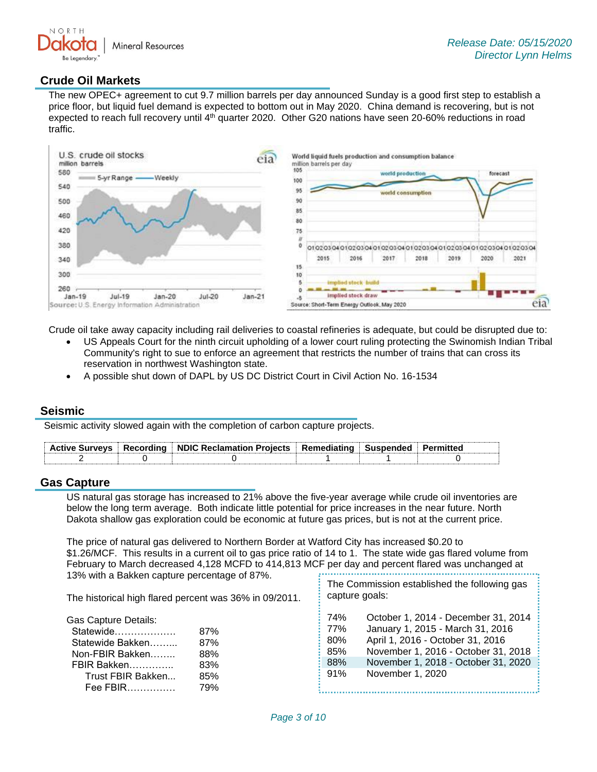Release Date: 05/15/2020
Director Lynn Helms

## Crude Oil Markets

The new OPEC+ agreement to cut 9.7 million barrels per day announced Sunday is a good first step to establish a price floor, but liquid fuel demand is expected to bottom out in May 2020. China demand is recovering, but is not expected to reach full recovery until 4th quarter 2020. Other G20 nations have seen 20-60% reductions in road traffic.

Crude oil take away capacity including rail deliveries to coastal refineries is adequate, but could be disrupted due to:

- US Appeals Court for the ninth circuit upholding of a lower court ruling protecting the Swinomish Indian Tribal Community's right to sue to enforce an agreement that restricts the number of trains that can cross its reservation in northwest Washington state.
- A possible shut down of DAPL by US DC District Court in Civil Action No. 16-1534

## Seismic

Seismic activity slowed again with the completion of carbon capture projects.

| Active Surveys | Recording | NDIC Reclamation Projects | Remediating | Suspended | Permitted |
|---|---|---|---|---|---|
| 2 | 0 | 0 | 1 | 1 | 0 |

## Gas Capture

US natural gas storage has increased to 21% above the five-year average while crude oil inventories are below the long term average. Both indicate little potential for price increases in the near future. North Dakota shallow gas exploration could be economic at future gas prices, but is not at the current price.

The price of natural gas delivered to Northern Border at Watford City has increased $0.20 to $1.26/MCF. This results in a current oil to gas price ratio of 14 to 1. The state wide gas flared volume from February to March decreased 4,128 MCFD to 414,813 MCF per day and percent flared was unchanged at 13% with a Bakken capture percentage of 87%.

The historical high flared percent was 36% in 09/2011.

Gas Capture Details:

| | |
|---|---|
| Statewide | 87% |
| Statewide Bakken | 87% |
| Non-FBIR Bakken | 88% |
| FBIR Bakken | 83% |
| Trust FBIR Bakken | 85% |
| Fee FBIR | 79% |

The Commission established the following gas capture goals:

| | |
|---|---|
| 74% | October 1, 2014 - December 31, 2014 |
| 77% | January 1, 2015 - March 31, 2016 |
| 80% | April 1, 2016 - October 31, 2016 |
| 85% | November 1, 2016 - October 31, 2018 |
| 88% | November 1, 2018 - October 31, 2020 |
| 91% | November 1, 2020 |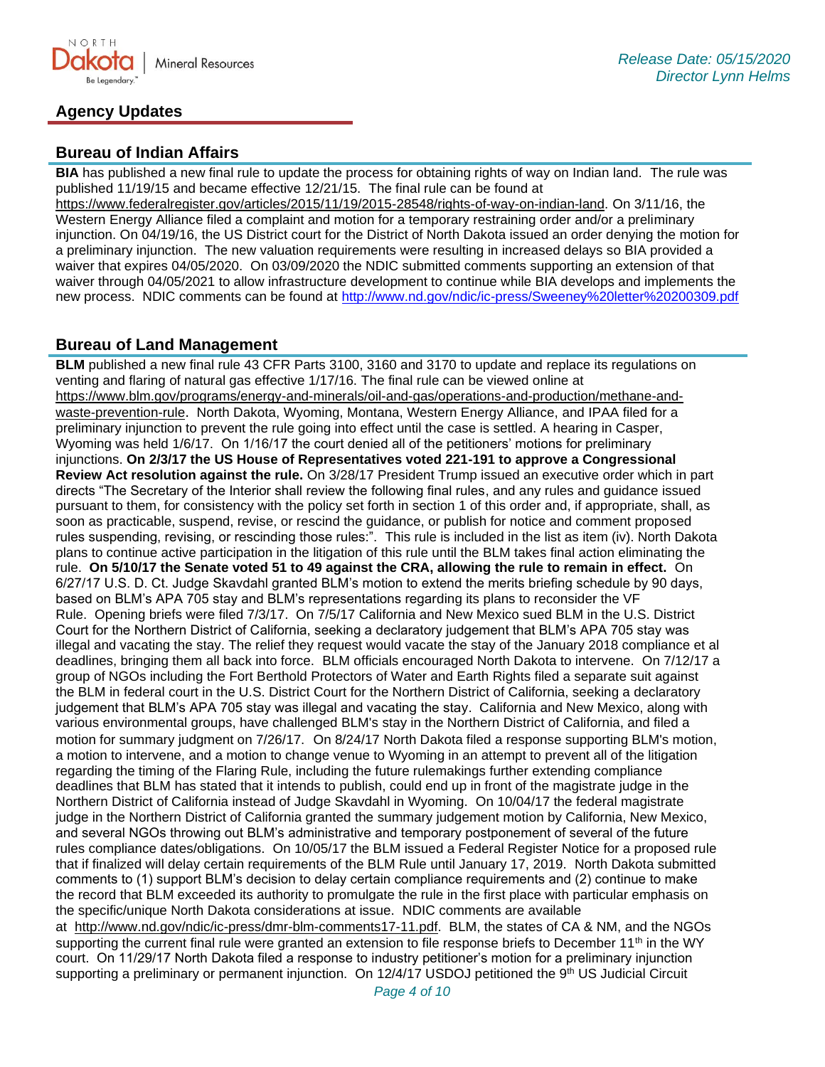## Agency Updates

### Bureau of Indian Affairs

**BIA** has published a new final rule to update the process for obtaining rights of way on Indian land. The rule was published 11/19/15 and became effective 12/21/15. The final rule can be found at https://www.federalregister.gov/articles/2015/11/19/2015-28548/rights-of-way-on-indian-land. On 3/11/16, the Western Energy Alliance filed a complaint and motion for a temporary restraining order and/or a preliminary injunction. On 04/19/16, the US District court for the District of North Dakota issued an order denying the motion for a preliminary injunction. The new valuation requirements were resulting in increased delays so BIA provided a waiver that expires 04/05/2020. On 03/09/2020 the NDIC submitted comments supporting an extension of that waiver through 04/05/2021 to allow infrastructure development to continue while BIA develops and implements the new process. NDIC comments can be found at http://www.nd.gov/ndic/ic-press/Sweeney%20letter%20200309.pdf

### Bureau of Land Management

**BLM** published a new final rule 43 CFR Parts 3100, 3160 and 3170 to update and replace its regulations on venting and flaring of natural gas effective 1/17/16. The final rule can be viewed online at https://www.blm.gov/programs/energy-and-minerals/oil-and-gas/operations-and-production/methane-and-waste-prevention-rule. North Dakota, Wyoming, Montana, Western Energy Alliance, and IPAA filed for a preliminary injunction to prevent the rule going into effect until the case is settled. A hearing in Casper, Wyoming was held 1/6/17. On 1/16/17 the court denied all of the petitioners' motions for preliminary injunctions. **On 2/3/17 the US House of Representatives voted 221-191 to approve a Congressional Review Act resolution against the rule.** On 3/28/17 President Trump issued an executive order which in part directs "The Secretary of the Interior shall review the following final rules, and any rules and guidance issued pursuant to them, for consistency with the policy set forth in section 1 of this order and, if appropriate, shall, as soon as practicable, suspend, revise, or rescind the guidance, or publish for notice and comment proposed rules suspending, revising, or rescinding those rules:". This rule is included in the list as item (iv). North Dakota plans to continue active participation in the litigation of this rule until the BLM takes final action eliminating the rule. **On 5/10/17 the Senate voted 51 to 49 against the CRA, allowing the rule to remain in effect.** On 6/27/17 U.S. D. Ct. Judge Skavdahl granted BLM's motion to extend the merits briefing schedule by 90 days, based on BLM's APA 705 stay and BLM's representations regarding its plans to reconsider the VF Rule. Opening briefs were filed 7/3/17. On 7/5/17 California and New Mexico sued BLM in the U.S. District Court for the Northern District of California, seeking a declaratory judgement that BLM's APA 705 stay was illegal and vacating the stay. The relief they request would vacate the stay of the January 2018 compliance et al deadlines, bringing them all back into force. BLM officials encouraged North Dakota to intervene. On 7/12/17 a group of NGOs including the Fort Berthold Protectors of Water and Earth Rights filed a separate suit against the BLM in federal court in the U.S. District Court for the Northern District of California, seeking a declaratory judgement that BLM's APA 705 stay was illegal and vacating the stay. California and New Mexico, along with various environmental groups, have challenged BLM's stay in the Northern District of California, and filed a motion for summary judgment on 7/26/17. On 8/24/17 North Dakota filed a response supporting BLM's motion, a motion to intervene, and a motion to change venue to Wyoming in an attempt to prevent all of the litigation regarding the timing of the Flaring Rule, including the future rulemakings further extending compliance deadlines that BLM has stated that it intends to publish, could end up in front of the magistrate judge in the Northern District of California instead of Judge Skavdahl in Wyoming. On 10/04/17 the federal magistrate judge in the Northern District of California granted the summary judgement motion by California, New Mexico, and several NGOs throwing out BLM's administrative and temporary postponement of several of the future rules compliance dates/obligations. On 10/05/17 the BLM issued a Federal Register Notice for a proposed rule that if finalized will delay certain requirements of the BLM Rule until January 17, 2019. North Dakota submitted comments to (1) support BLM's decision to delay certain compliance requirements and (2) continue to make the record that BLM exceeded its authority to promulgate the rule in the first place with particular emphasis on the specific/unique North Dakota considerations at issue. NDIC comments are available at http://www.nd.gov/ndic/ic-press/dmr-blm-comments17-11.pdf. BLM, the states of CA & NM, and the NGOs supporting the current final rule were granted an extension to file response briefs to December 11th in the WY court. On 11/29/17 North Dakota filed a response to industry petitioner's motion for a preliminary injunction supporting a preliminary or permanent injunction. On 12/4/17 USDOJ petitioned the 9th US Judicial Circuit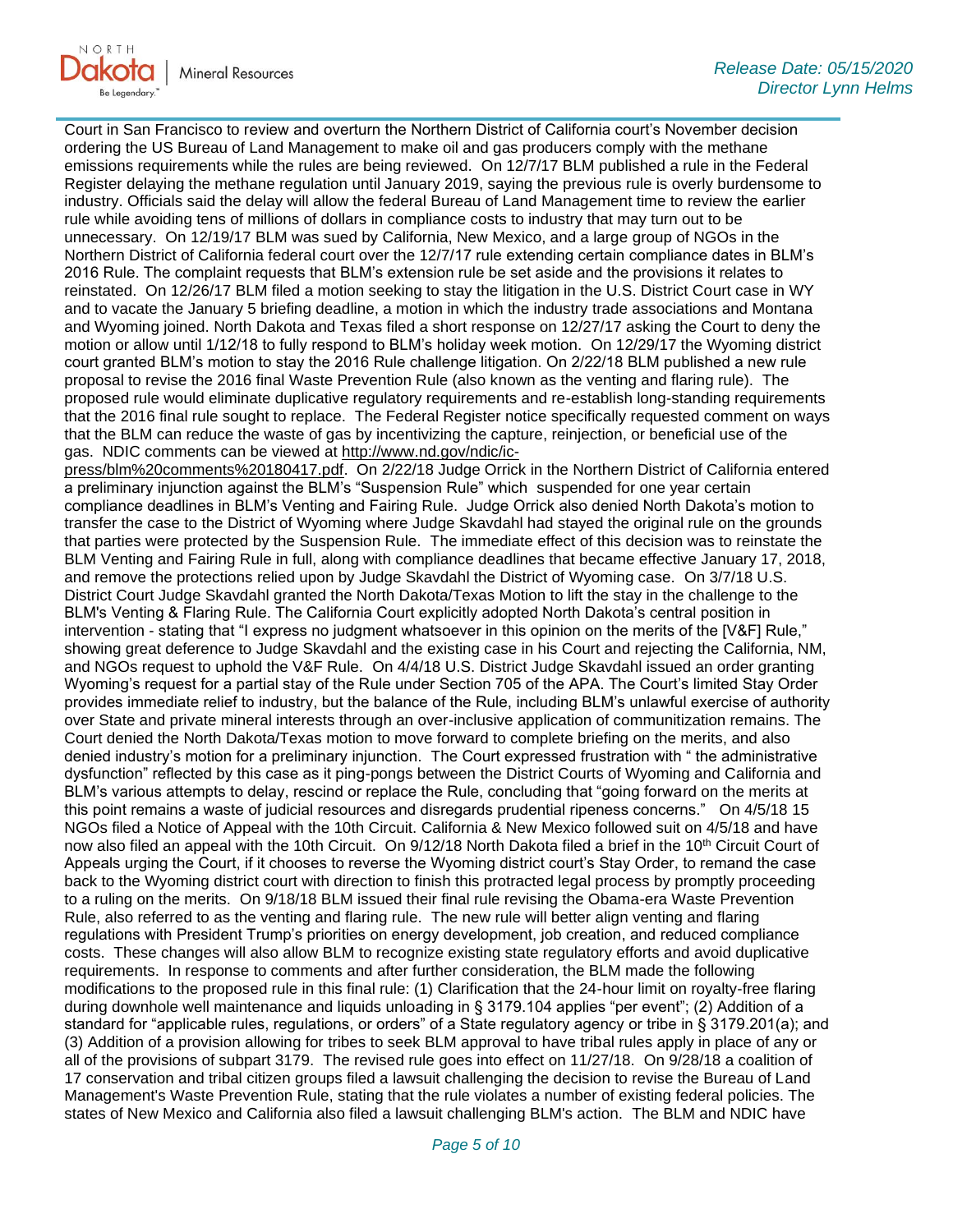Court in San Francisco to review and overturn the Northern District of California court's November decision ordering the US Bureau of Land Management to make oil and gas producers comply with the methane emissions requirements while the rules are being reviewed. On 12/7/17 BLM published a rule in the Federal Register delaying the methane regulation until January 2019, saying the previous rule is overly burdensome to industry. Officials said the delay will allow the federal Bureau of Land Management time to review the earlier rule while avoiding tens of millions of dollars in compliance costs to industry that may turn out to be unnecessary. On 12/19/17 BLM was sued by California, New Mexico, and a large group of NGOs in the Northern District of California federal court over the 12/7/17 rule extending certain compliance dates in BLM's 2016 Rule. The complaint requests that BLM's extension rule be set aside and the provisions it relates to reinstated. On 12/26/17 BLM filed a motion seeking to stay the litigation in the U.S. District Court case in WY and to vacate the January 5 briefing deadline, a motion in which the industry trade associations and Montana and Wyoming joined. North Dakota and Texas filed a short response on 12/27/17 asking the Court to deny the motion or allow until 1/12/18 to fully respond to BLM's holiday week motion. On 12/29/17 the Wyoming district court granted BLM's motion to stay the 2016 Rule challenge litigation. On 2/22/18 BLM published a new rule proposal to revise the 2016 final Waste Prevention Rule (also known as the venting and flaring rule). The proposed rule would eliminate duplicative regulatory requirements and re-establish long-standing requirements that the 2016 final rule sought to replace. The Federal Register notice specifically requested comment on ways that the BLM can reduce the waste of gas by incentivizing the capture, reinjection, or beneficial use of the gas. NDIC comments can be viewed at http://www.nd.gov/ndic/ic-press/blm%20comments%20180417.pdf. On 2/22/18 Judge Orrick in the Northern District of California entered a preliminary injunction against the BLM's "Suspension Rule" which suspended for one year certain compliance deadlines in BLM's Venting and Fairing Rule. Judge Orrick also denied North Dakota's motion to transfer the case to the District of Wyoming where Judge Skavdahl had stayed the original rule on the grounds that parties were protected by the Suspension Rule. The immediate effect of this decision was to reinstate the BLM Venting and Fairing Rule in full, along with compliance deadlines that became effective January 17, 2018, and remove the protections relied upon by Judge Skavdahl the District of Wyoming case. On 3/7/18 U.S. District Court Judge Skavdahl granted the North Dakota/Texas Motion to lift the stay in the challenge to the BLM's Venting & Flaring Rule. The California Court explicitly adopted North Dakota's central position in intervention - stating that "I express no judgment whatsoever in this opinion on the merits of the [V&F] Rule," showing great deference to Judge Skavdahl and the existing case in his Court and rejecting the California, NM, and NGOs request to uphold the V&F Rule. On 4/4/18 U.S. District Judge Skavdahl issued an order granting Wyoming's request for a partial stay of the Rule under Section 705 of the APA. The Court's limited Stay Order provides immediate relief to industry, but the balance of the Rule, including BLM's unlawful exercise of authority over State and private mineral interests through an over-inclusive application of communitization remains. The Court denied the North Dakota/Texas motion to move forward to complete briefing on the merits, and also denied industry's motion for a preliminary injunction. The Court expressed frustration with " the administrative dysfunction" reflected by this case as it ping-pongs between the District Courts of Wyoming and California and BLM's various attempts to delay, rescind or replace the Rule, concluding that "going forward on the merits at this point remains a waste of judicial resources and disregards prudential ripeness concerns." On 4/5/18 15 NGOs filed a Notice of Appeal with the 10th Circuit. California & New Mexico followed suit on 4/5/18 and have now also filed an appeal with the 10th Circuit. On 9/12/18 North Dakota filed a brief in the 10th Circuit Court of Appeals urging the Court, if it chooses to reverse the Wyoming district court's Stay Order, to remand the case back to the Wyoming district court with direction to finish this protracted legal process by promptly proceeding to a ruling on the merits. On 9/18/18 BLM issued their final rule revising the Obama-era Waste Prevention Rule, also referred to as the venting and flaring rule. The new rule will better align venting and flaring regulations with President Trump's priorities on energy development, job creation, and reduced compliance costs. These changes will also allow BLM to recognize existing state regulatory efforts and avoid duplicative requirements. In response to comments and after further consideration, the BLM made the following modifications to the proposed rule in this final rule: (1) Clarification that the 24-hour limit on royalty-free flaring during downhole well maintenance and liquids unloading in § 3179.104 applies "per event"; (2) Addition of a standard for "applicable rules, regulations, or orders" of a State regulatory agency or tribe in § 3179.201(a); and (3) Addition of a provision allowing for tribes to seek BLM approval to have tribal rules apply in place of any or all of the provisions of subpart 3179. The revised rule goes into effect on 11/27/18. On 9/28/18 a coalition of 17 conservation and tribal citizen groups filed a lawsuit challenging the decision to revise the Bureau of Land Management's Waste Prevention Rule, stating that the rule violates a number of existing federal policies. The states of New Mexico and California also filed a lawsuit challenging BLM's action. The BLM and NDIC have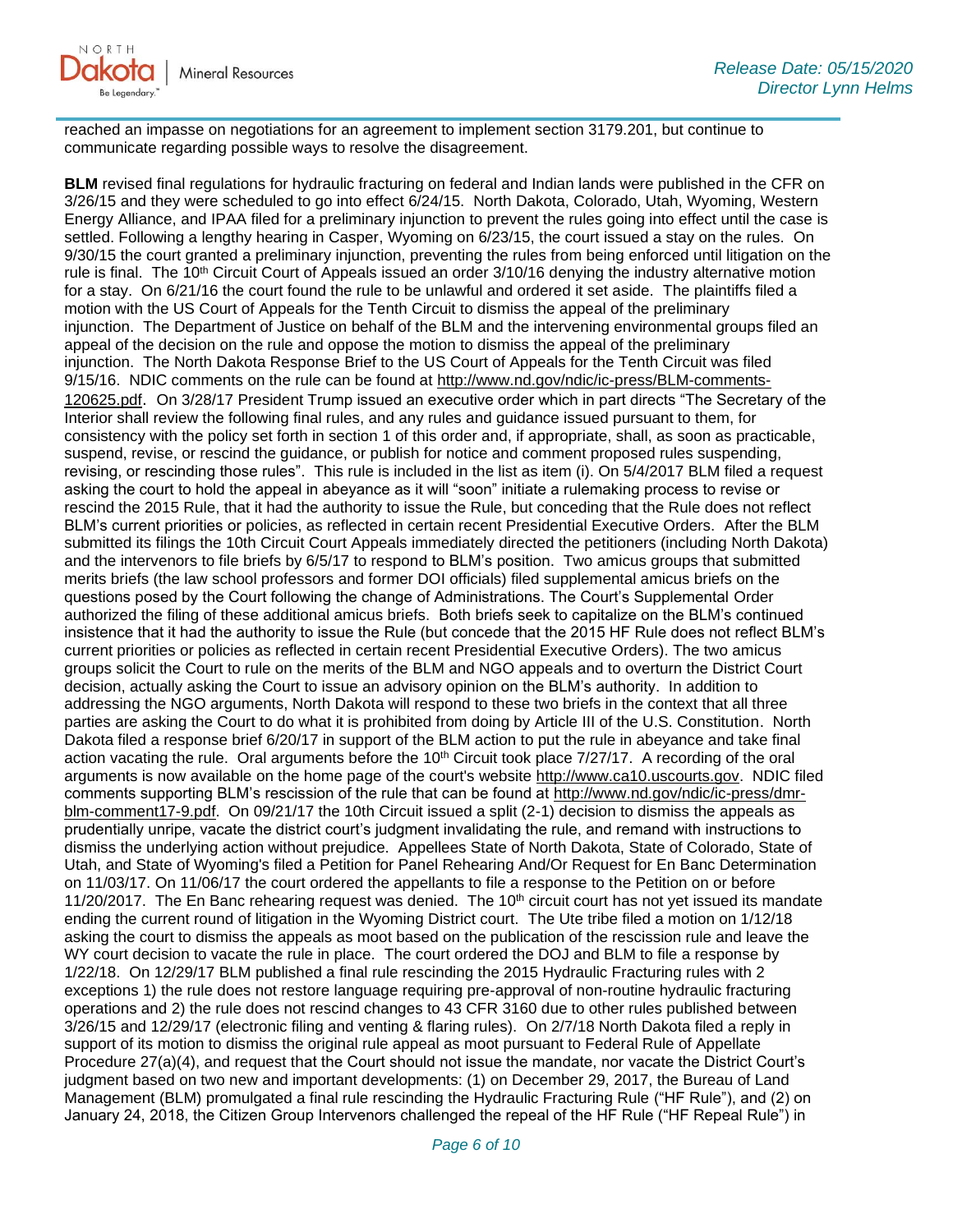reached an impasse on negotiations for an agreement to implement section 3179.201, but continue to communicate regarding possible ways to resolve the disagreement.

**BLM** revised final regulations for hydraulic fracturing on federal and Indian lands were published in the CFR on 3/26/15 and they were scheduled to go into effect 6/24/15. North Dakota, Colorado, Utah, Wyoming, Western Energy Alliance, and IPAA filed for a preliminary injunction to prevent the rules going into effect until the case is settled. Following a lengthy hearing in Casper, Wyoming on 6/23/15, the court issued a stay on the rules. On 9/30/15 the court granted a preliminary injunction, preventing the rules from being enforced until litigation on the rule is final. The 10th Circuit Court of Appeals issued an order 3/10/16 denying the industry alternative motion for a stay. On 6/21/16 the court found the rule to be unlawful and ordered it set aside. The plaintiffs filed a motion with the US Court of Appeals for the Tenth Circuit to dismiss the appeal of the preliminary injunction. The Department of Justice on behalf of the BLM and the intervening environmental groups filed an appeal of the decision on the rule and oppose the motion to dismiss the appeal of the preliminary injunction. The North Dakota Response Brief to the US Court of Appeals for the Tenth Circuit was filed 9/15/16. NDIC comments on the rule can be found at http://www.nd.gov/ndic/ic-press/BLM-comments-120625.pdf. On 3/28/17 President Trump issued an executive order which in part directs "The Secretary of the Interior shall review the following final rules, and any rules and guidance issued pursuant to them, for consistency with the policy set forth in section 1 of this order and, if appropriate, shall, as soon as practicable, suspend, revise, or rescind the guidance, or publish for notice and comment proposed rules suspending, revising, or rescinding those rules". This rule is included in the list as item (i). On 5/4/2017 BLM filed a request asking the court to hold the appeal in abeyance as it will "soon" initiate a rulemaking process to revise or rescind the 2015 Rule, that it had the authority to issue the Rule, but conceding that the Rule does not reflect BLM's current priorities or policies, as reflected in certain recent Presidential Executive Orders. After the BLM submitted its filings the 10th Circuit Court Appeals immediately directed the petitioners (including North Dakota) and the intervenors to file briefs by 6/5/17 to respond to BLM's position. Two amicus groups that submitted merits briefs (the law school professors and former DOI officials) filed supplemental amicus briefs on the questions posed by the Court following the change of Administrations. The Court's Supplemental Order authorized the filing of these additional amicus briefs. Both briefs seek to capitalize on the BLM's continued insistence that it had the authority to issue the Rule (but concede that the 2015 HF Rule does not reflect BLM's current priorities or policies as reflected in certain recent Presidential Executive Orders). The two amicus groups solicit the Court to rule on the merits of the BLM and NGO appeals and to overturn the District Court decision, actually asking the Court to issue an advisory opinion on the BLM's authority. In addition to addressing the NGO arguments, North Dakota will respond to these two briefs in the context that all three parties are asking the Court to do what it is prohibited from doing by Article III of the U.S. Constitution. North Dakota filed a response brief 6/20/17 in support of the BLM action to put the rule in abeyance and take final action vacating the rule. Oral arguments before the 10th Circuit took place 7/27/17. A recording of the oral arguments is now available on the home page of the court's website http://www.ca10.uscourts.gov. NDIC filed comments supporting BLM's rescission of the rule that can be found at http://www.nd.gov/ndic/ic-press/dmr-blm-comment17-9.pdf. On 09/21/17 the 10th Circuit issued a split (2-1) decision to dismiss the appeals as prudentially unripe, vacate the district court's judgment invalidating the rule, and remand with instructions to dismiss the underlying action without prejudice. Appellees State of North Dakota, State of Colorado, State of Utah, and State of Wyoming's filed a Petition for Panel Rehearing And/Or Request for En Banc Determination on 11/03/17. On 11/06/17 the court ordered the appellants to file a response to the Petition on or before 11/20/2017. The En Banc rehearing request was denied. The 10th circuit court has not yet issued its mandate ending the current round of litigation in the Wyoming District court. The Ute tribe filed a motion on 1/12/18 asking the court to dismiss the appeals as moot based on the publication of the rescission rule and leave the WY court decision to vacate the rule in place. The court ordered the DOJ and BLM to file a response by 1/22/18. On 12/29/17 BLM published a final rule rescinding the 2015 Hydraulic Fracturing rules with 2 exceptions 1) the rule does not restore language requiring pre-approval of non-routine hydraulic fracturing operations and 2) the rule does not rescind changes to 43 CFR 3160 due to other rules published between 3/26/15 and 12/29/17 (electronic filing and venting & flaring rules). On 2/7/18 North Dakota filed a reply in support of its motion to dismiss the original rule appeal as moot pursuant to Federal Rule of Appellate Procedure 27(a)(4), and request that the Court should not issue the mandate, nor vacate the District Court's judgment based on two new and important developments: (1) on December 29, 2017, the Bureau of Land Management (BLM) promulgated a final rule rescinding the Hydraulic Fracturing Rule ("HF Rule"), and (2) on January 24, 2018, the Citizen Group Intervenors challenged the repeal of the HF Rule ("HF Repeal Rule") in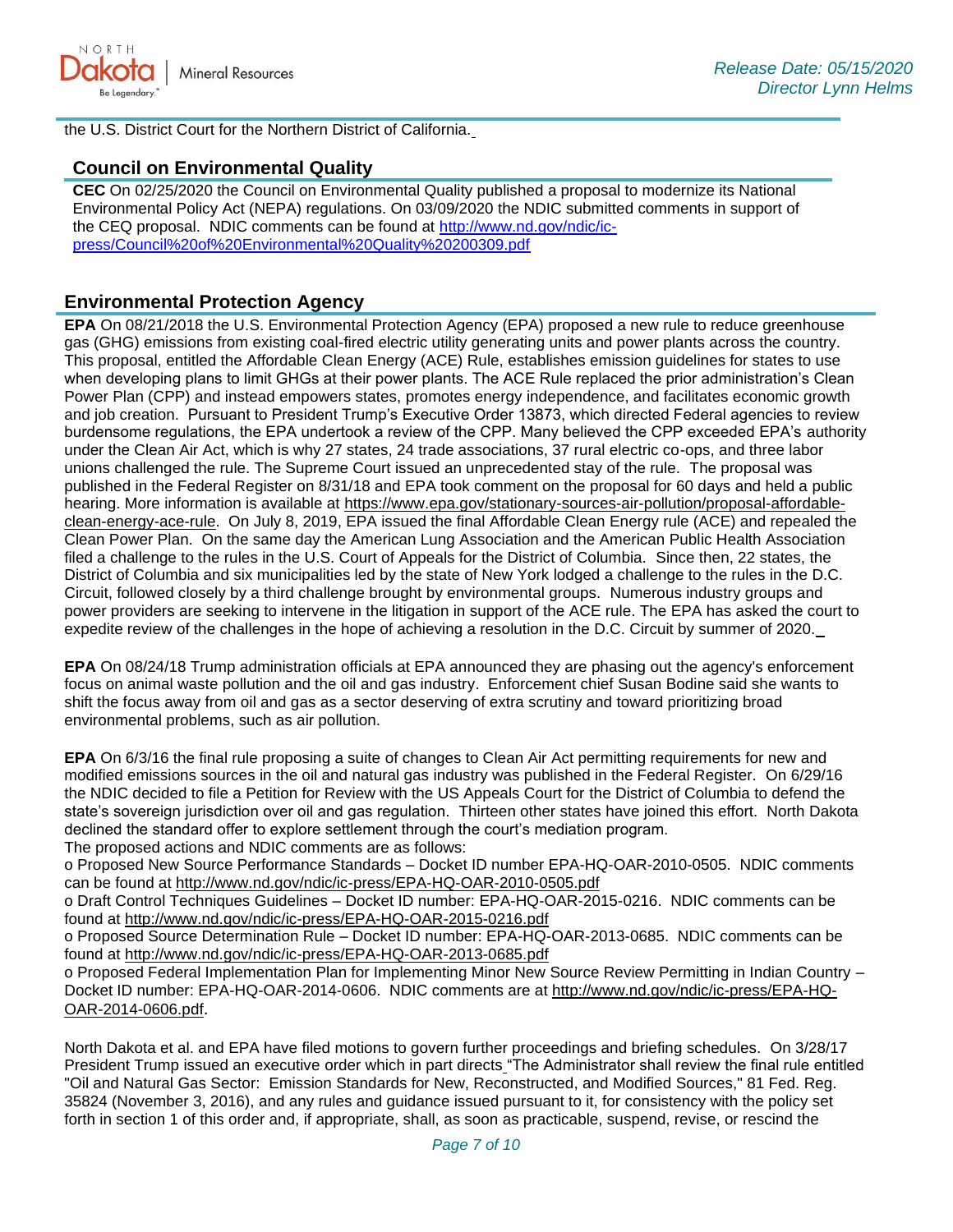the U.S. District Court for the Northern District of California.

## Council on Environmental Quality

**CEC** On 02/25/2020 the Council on Environmental Quality published a proposal to modernize its National Environmental Policy Act (NEPA) regulations. On 03/09/2020 the NDIC submitted comments in support of the CEQ proposal. NDIC comments can be found at [http://www.nd.gov/ndic/ic-press/Council%20of%20Environmental%20Quality%20200309.pdf](http://www.nd.gov/ndic/ic-press/Council%20of%20Environmental%20Quality%20200309.pdf)

## Environmental Protection Agency

**EPA** On 08/21/2018 the U.S. Environmental Protection Agency (EPA) proposed a new rule to reduce greenhouse gas (GHG) emissions from existing coal-fired electric utility generating units and power plants across the country. This proposal, entitled the Affordable Clean Energy (ACE) Rule, establishes emission guidelines for states to use when developing plans to limit GHGs at their power plants. The ACE Rule replaced the prior administration's Clean Power Plan (CPP) and instead empowers states, promotes energy independence, and facilitates economic growth and job creation. Pursuant to President Trump's Executive Order 13873, which directed Federal agencies to review burdensome regulations, the EPA undertook a review of the CPP. Many believed the CPP exceeded EPA's authority under the Clean Air Act, which is why 27 states, 24 trade associations, 37 rural electric co-ops, and three labor unions challenged the rule. The Supreme Court issued an unprecedented stay of the rule. The proposal was published in the Federal Register on 8/31/18 and EPA took comment on the proposal for 60 days and held a public hearing. More information is available at [https://www.epa.gov/stationary-sources-air-pollution/proposal-affordable-clean-energy-ace-rule](https://www.epa.gov/stationary-sources-air-pollution/proposal-affordable-clean-energy-ace-rule). On July 8, 2019, EPA issued the final Affordable Clean Energy rule (ACE) and repealed the Clean Power Plan. On the same day the American Lung Association and the American Public Health Association filed a challenge to the rules in the U.S. Court of Appeals for the District of Columbia. Since then, 22 states, the District of Columbia and six municipalities led by the state of New York lodged a challenge to the rules in the D.C. Circuit, followed closely by a third challenge brought by environmental groups. Numerous industry groups and power providers are seeking to intervene in the litigation in support of the ACE rule. The EPA has asked the court to expedite review of the challenges in the hope of achieving a resolution in the D.C. Circuit by summer of 2020.

**EPA** On 08/24/18 Trump administration officials at EPA announced they are phasing out the agency's enforcement focus on animal waste pollution and the oil and gas industry. Enforcement chief Susan Bodine said she wants to shift the focus away from oil and gas as a sector deserving of extra scrutiny and toward prioritizing broad environmental problems, such as air pollution.

**EPA** On 6/3/16 the final rule proposing a suite of changes to Clean Air Act permitting requirements for new and modified emissions sources in the oil and natural gas industry was published in the Federal Register. On 6/29/16 the NDIC decided to file a Petition for Review with the US Appeals Court for the District of Columbia to defend the state's sovereign jurisdiction over oil and gas regulation. Thirteen other states have joined this effort. North Dakota declined the standard offer to explore settlement through the court's mediation program.
The proposed actions and NDIC comments are as follows:

- Proposed New Source Performance Standards – Docket ID number EPA-HQ-OAR-2010-0505. NDIC comments can be found at [http://www.nd.gov/ndic/ic-press/EPA-HQ-OAR-2010-0505.pdf](http://www.nd.gov/ndic/ic-press/EPA-HQ-OAR-2010-0505.pdf)
- Draft Control Techniques Guidelines – Docket ID number: EPA-HQ-OAR-2015-0216. NDIC comments can be found at [http://www.nd.gov/ndic/ic-press/EPA-HQ-OAR-2015-0216.pdf](http://www.nd.gov/ndic/ic-press/EPA-HQ-OAR-2015-0216.pdf)
- Proposed Source Determination Rule – Docket ID number: EPA-HQ-OAR-2013-0685. NDIC comments can be found at [http://www.nd.gov/ndic/ic-press/EPA-HQ-OAR-2013-0685.pdf](http://www.nd.gov/ndic/ic-press/EPA-HQ-OAR-2013-0685.pdf)
- Proposed Federal Implementation Plan for Implementing Minor New Source Review Permitting in Indian Country – Docket ID number: EPA-HQ-OAR-2014-0606. NDIC comments are at [http://www.nd.gov/ndic/ic-press/EPA-HQ-OAR-2014-0606.pdf](http://www.nd.gov/ndic/ic-press/EPA-HQ-OAR-2014-0606.pdf).

North Dakota et al. and EPA have filed motions to govern further proceedings and briefing schedules. On 3/28/17 President Trump issued an executive order which in part directs "The Administrator shall review the final rule entitled "Oil and Natural Gas Sector: Emission Standards for New, Reconstructed, and Modified Sources," 81 Fed. Reg. 35824 (November 3, 2016), and any rules and guidance issued pursuant to it, for consistency with the policy set forth in section 1 of this order and, if appropriate, shall, as soon as practicable, suspend, revise, or rescind the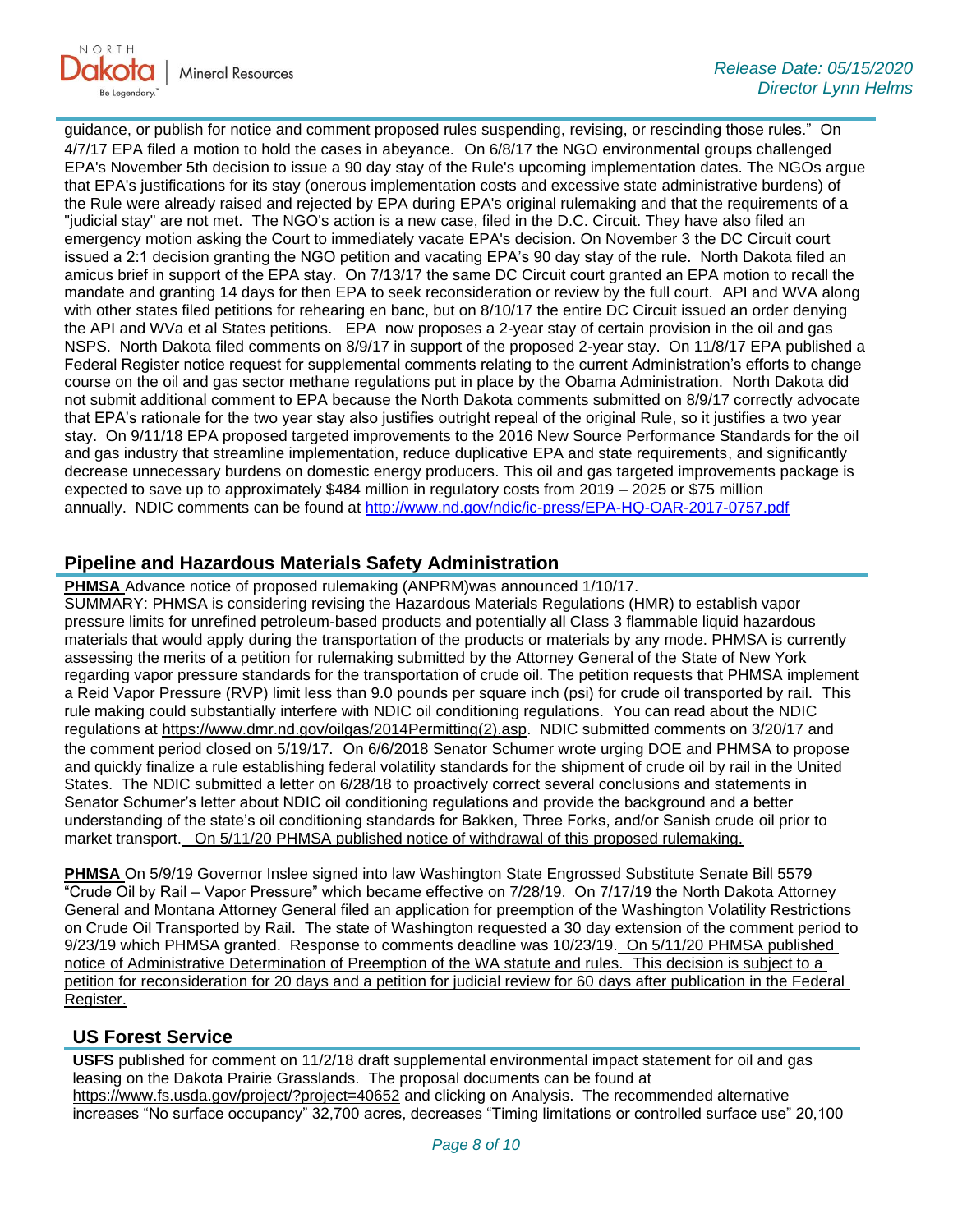guidance, or publish for notice and comment proposed rules suspending, revising, or rescinding those rules." On 4/7/17 EPA filed a motion to hold the cases in abeyance. On 6/8/17 the NGO environmental groups challenged EPA's November 5th decision to issue a 90 day stay of the Rule's upcoming implementation dates. The NGOs argue that EPA's justifications for its stay (onerous implementation costs and excessive state administrative burdens) of the Rule were already raised and rejected by EPA during EPA's original rulemaking and that the requirements of a "judicial stay" are not met. The NGO's action is a new case, filed in the D.C. Circuit. They have also filed an emergency motion asking the Court to immediately vacate EPA's decision. On November 3 the DC Circuit court issued a 2:1 decision granting the NGO petition and vacating EPA's 90 day stay of the rule. North Dakota filed an amicus brief in support of the EPA stay. On 7/13/17 the same DC Circuit court granted an EPA motion to recall the mandate and granting 14 days for then EPA to seek reconsideration or review by the full court. API and WVA along with other states filed petitions for rehearing en banc, but on 8/10/17 the entire DC Circuit issued an order denying the API and WVa et al States petitions. EPA now proposes a 2-year stay of certain provision in the oil and gas NSPS. North Dakota filed comments on 8/9/17 in support of the proposed 2-year stay. On 11/8/17 EPA published a Federal Register notice request for supplemental comments relating to the current Administration's efforts to change course on the oil and gas sector methane regulations put in place by the Obama Administration. North Dakota did not submit additional comment to EPA because the North Dakota comments submitted on 8/9/17 correctly advocate that EPA's rationale for the two year stay also justifies outright repeal of the original Rule, so it justifies a two year stay. On 9/11/18 EPA proposed targeted improvements to the 2016 New Source Performance Standards for the oil and gas industry that streamline implementation, reduce duplicative EPA and state requirements, and significantly decrease unnecessary burdens on domestic energy producers. This oil and gas targeted improvements package is expected to save up to approximately $484 million in regulatory costs from 2019 – 2025 or $75 million annually. NDIC comments can be found at http://www.nd.gov/ndic/ic-press/EPA-HQ-OAR-2017-0757.pdf

## Pipeline and Hazardous Materials Safety Administration

**PHMSA** Advance notice of proposed rulemaking (ANPRM)was announced 1/10/17.
SUMMARY: PHMSA is considering revising the Hazardous Materials Regulations (HMR) to establish vapor pressure limits for unrefined petroleum-based products and potentially all Class 3 flammable liquid hazardous materials that would apply during the transportation of the products or materials by any mode. PHMSA is currently assessing the merits of a petition for rulemaking submitted by the Attorney General of the State of New York regarding vapor pressure standards for the transportation of crude oil. The petition requests that PHMSA implement a Reid Vapor Pressure (RVP) limit less than 9.0 pounds per square inch (psi) for crude oil transported by rail. This rule making could substantially interfere with NDIC oil conditioning regulations. You can read about the NDIC regulations at https://www.dmr.nd.gov/oilgas/2014Permitting(2).asp. NDIC submitted comments on 3/20/17 and the comment period closed on 5/19/17. On 6/6/2018 Senator Schumer wrote urging DOE and PHMSA to propose and quickly finalize a rule establishing federal volatility standards for the shipment of crude oil by rail in the United States. The NDIC submitted a letter on 6/28/18 to proactively correct several conclusions and statements in Senator Schumer's letter about NDIC oil conditioning regulations and provide the background and a better understanding of the state's oil conditioning standards for Bakken, Three Forks, and/or Sanish crude oil prior to market transport. On 5/11/20 PHMSA published notice of withdrawal of this proposed rulemaking.

**PHMSA** On 5/9/19 Governor Inslee signed into law Washington State Engrossed Substitute Senate Bill 5579 "Crude Oil by Rail – Vapor Pressure" which became effective on 7/28/19. On 7/17/19 the North Dakota Attorney General and Montana Attorney General filed an application for preemption of the Washington Volatility Restrictions on Crude Oil Transported by Rail. The state of Washington requested a 30 day extension of the comment period to 9/23/19 which PHMSA granted. Response to comments deadline was 10/23/19. On 5/11/20 PHMSA published notice of Administrative Determination of Preemption of the WA statute and rules. This decision is subject to a petition for reconsideration for 20 days and a petition for judicial review for 60 days after publication in the Federal Register.

## US Forest Service

**USFS** published for comment on 11/2/18 draft supplemental environmental impact statement for oil and gas leasing on the Dakota Prairie Grasslands. The proposal documents can be found at https://www.fs.usda.gov/project/?project=40652 and clicking on Analysis. The recommended alternative increases "No surface occupancy" 32,700 acres, decreases "Timing limitations or controlled surface use" 20,100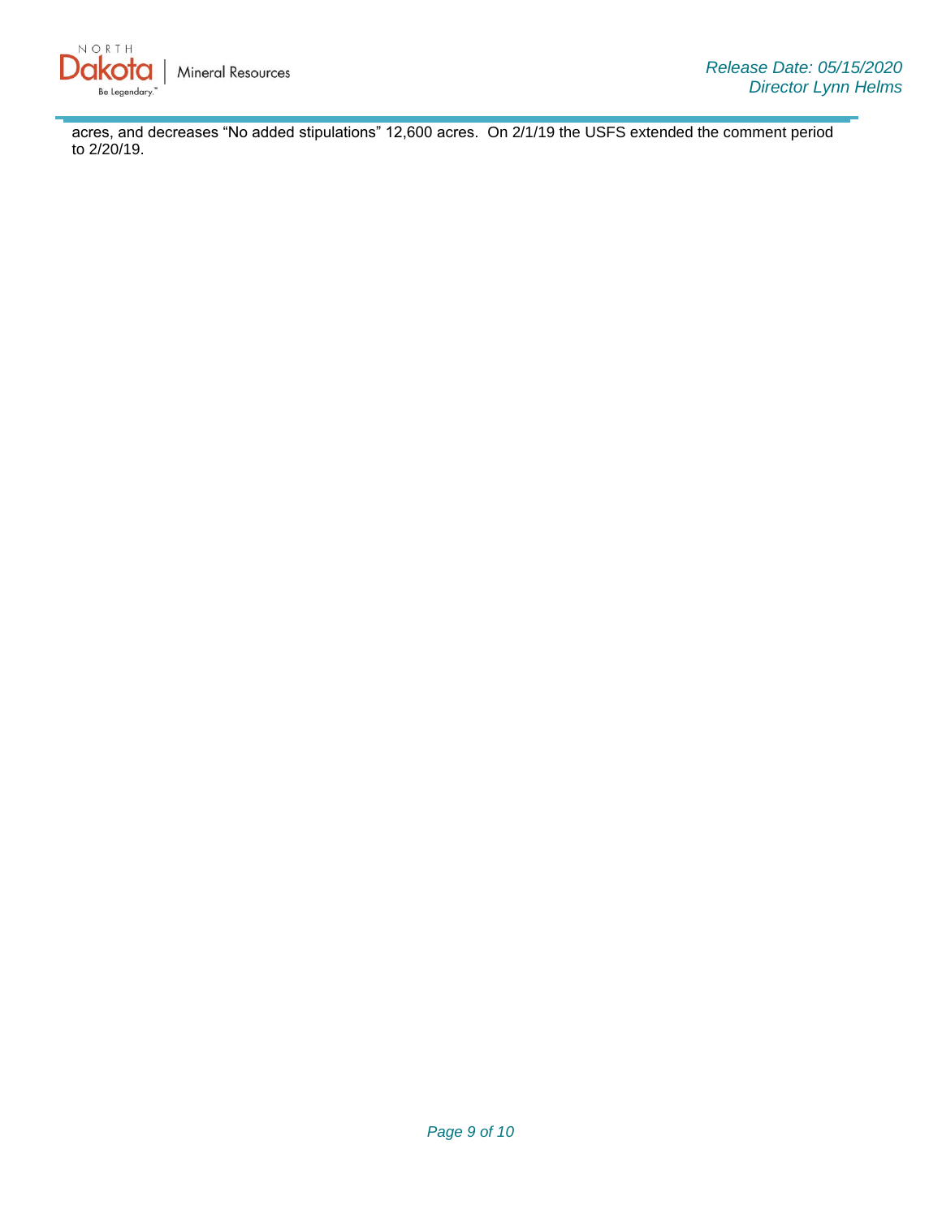acres, and decreases “No added stipulations” 12,600 acres. On 2/1/19 the USFS extended the comment period to 2/20/19.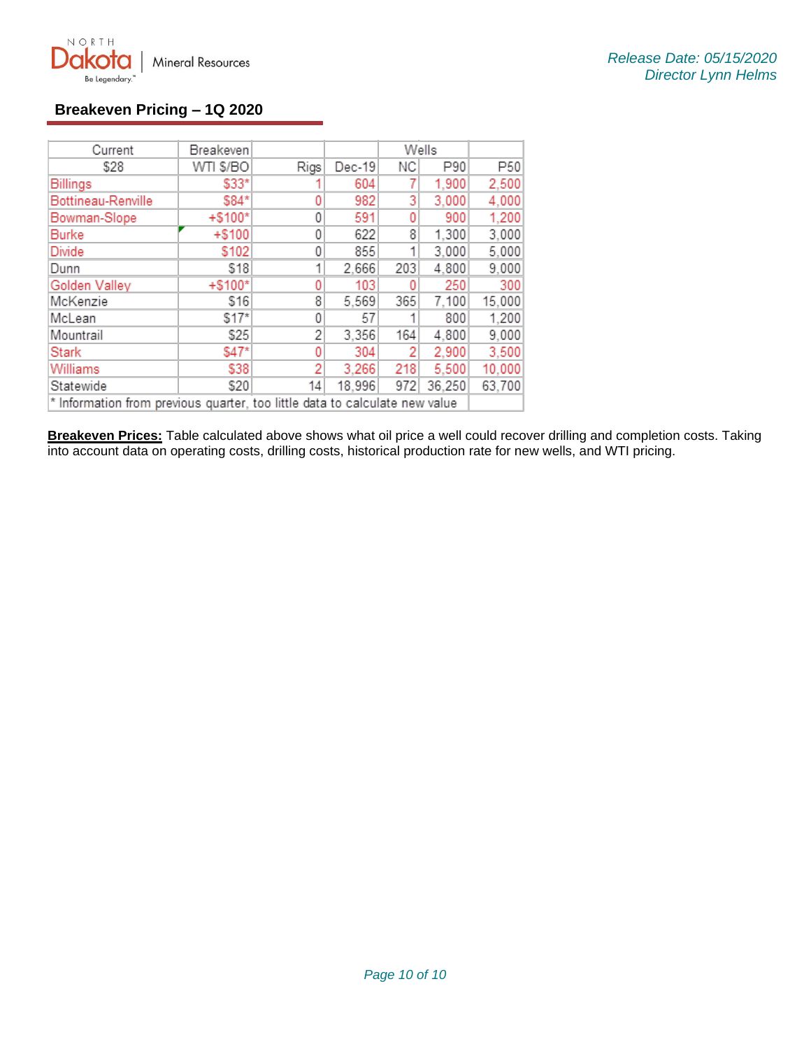Release Date: 05/15/2020
Director Lynn Helms

## Breakeven Pricing – 1Q 2020

| Current | Breakeven | | | Wells | | |
|---|---|---|---|---|---|---|
| $28 | WTI $/BO | Rigs | Dec-19 | NC | P90 | P50 |
| Billings | $33* | 1 | 604 | 7 | 1,900 | 2,500 |
| Bottineau-Renville | $84* | 0 | 982 | 3 | 3,000 | 4,000 |
| Bowman-Slope | +$100* | 0 | 591 | 0 | 900 | 1,200 |
| Burke | +$100 | 0 | 622 | 8 | 1,300 | 3,000 |
| Divide | $102 | 0 | 855 | 1 | 3,000 | 5,000 |
| Dunn | $18 | 1 | 2,666 | 203 | 4,800 | 9,000 |
| Golden Valley | +$100* | 0 | 103 | 0 | 250 | 300 |
| McKenzie | $16 | 8 | 5,569 | 365 | 7,100 | 15,000 |
| McLean | $17* | 0 | 57 | 1 | 800 | 1,200 |
| Mountrail | $25 | 2 | 3,356 | 164 | 4,800 | 9,000 |
| Stark | $47* | 0 | 304 | 2 | 2,900 | 3,500 |
| Williams | $38 | 2 | 3,266 | 218 | 5,500 | 10,000 |
| Statewide | $20 | 14 | 18,996 | 972 | 36,250 | 63,700 |
| * Information from previous quarter, too little data to calculate new value | | | | | | |

**Breakeven Prices:** Table calculated above shows what oil price a well could recover drilling and completion costs. Taking into account data on operating costs, drilling costs, historical production rate for new wells, and WTI pricing.